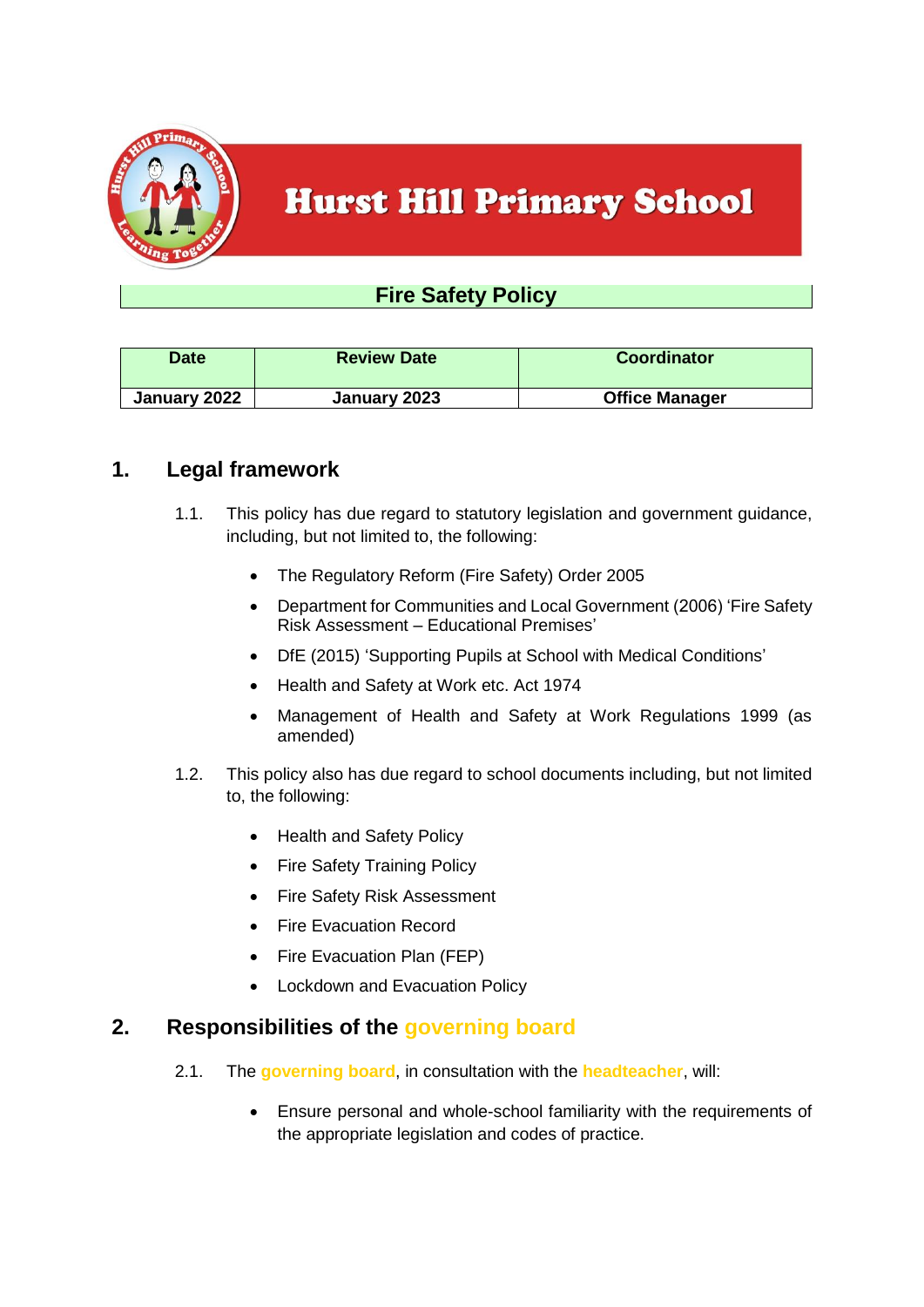# Hurst Hill Primary School

## Fire Safety Policy

| Date | Review Date | Coordinator |
|---|---|---|
| January 2022 | January 2023 | Office Manager |

## 1. Legal framework

1.1. This policy has due regard to statutory legislation and government guidance, including, but not limited to, the following:

- The Regulatory Reform (Fire Safety) Order 2005
- Department for Communities and Local Government (2006) 'Fire Safety Risk Assessment – Educational Premises'
- DfE (2015) 'Supporting Pupils at School with Medical Conditions'
- Health and Safety at Work etc. Act 1974
- Management of Health and Safety at Work Regulations 1999 (as amended)

1.2. This policy also has due regard to school documents including, but not limited to, the following:

- Health and Safety Policy
- Fire Safety Training Policy
- Fire Safety Risk Assessment
- Fire Evacuation Record
- Fire Evacuation Plan (FEP)
- Lockdown and Evacuation Policy

## 2. Responsibilities of the governing board

2.1. The **governing board**, in consultation with the **headteacher**, will:

- Ensure personal and whole-school familiarity with the requirements of the appropriate legislation and codes of practice.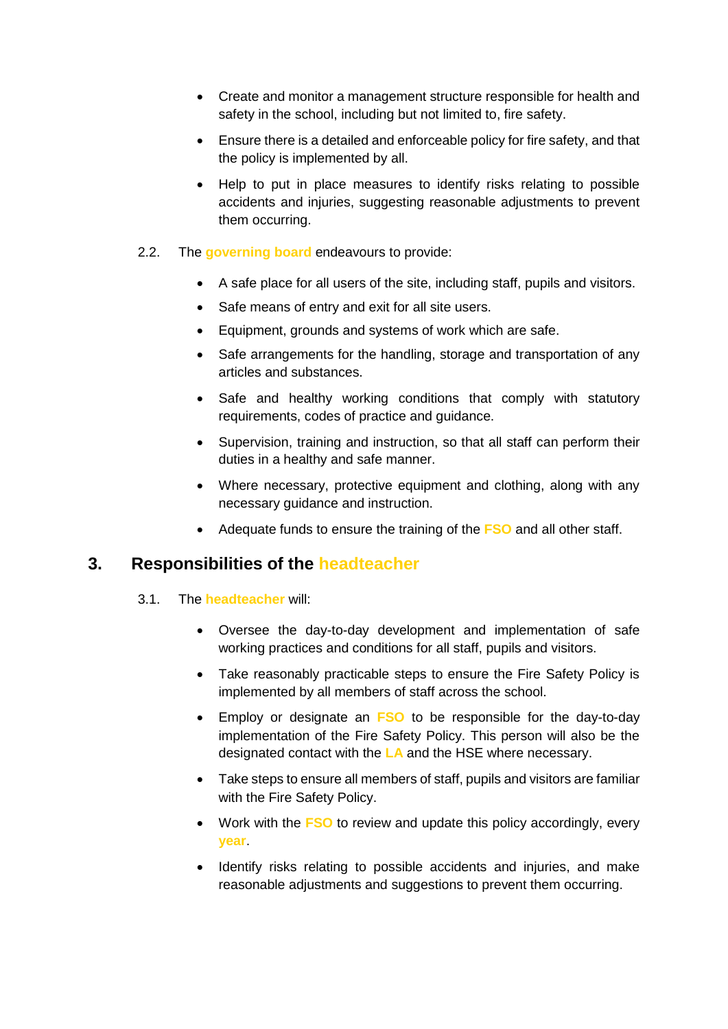- Create and monitor a management structure responsible for health and safety in the school, including but not limited to, fire safety.
- Ensure there is a detailed and enforceable policy for fire safety, and that the policy is implemented by all.
- Help to put in place measures to identify risks relating to possible accidents and injuries, suggesting reasonable adjustments to prevent them occurring.

2.2. The governing board endeavours to provide:

- A safe place for all users of the site, including staff, pupils and visitors.
- Safe means of entry and exit for all site users.
- Equipment, grounds and systems of work which are safe.
- Safe arrangements for the handling, storage and transportation of any articles and substances.
- Safe and healthy working conditions that comply with statutory requirements, codes of practice and guidance.
- Supervision, training and instruction, so that all staff can perform their duties in a healthy and safe manner.
- Where necessary, protective equipment and clothing, along with any necessary guidance and instruction.
- Adequate funds to ensure the training of the FSO and all other staff.

## 3. Responsibilities of the headteacher

3.1. The headteacher will:

- Oversee the day-to-day development and implementation of safe working practices and conditions for all staff, pupils and visitors.
- Take reasonably practicable steps to ensure the Fire Safety Policy is implemented by all members of staff across the school.
- Employ or designate an FSO to be responsible for the day-to-day implementation of the Fire Safety Policy. This person will also be the designated contact with the LA and the HSE where necessary.
- Take steps to ensure all members of staff, pupils and visitors are familiar with the Fire Safety Policy.
- Work with the FSO to review and update this policy accordingly, every **year**.
- Identify risks relating to possible accidents and injuries, and make reasonable adjustments and suggestions to prevent them occurring.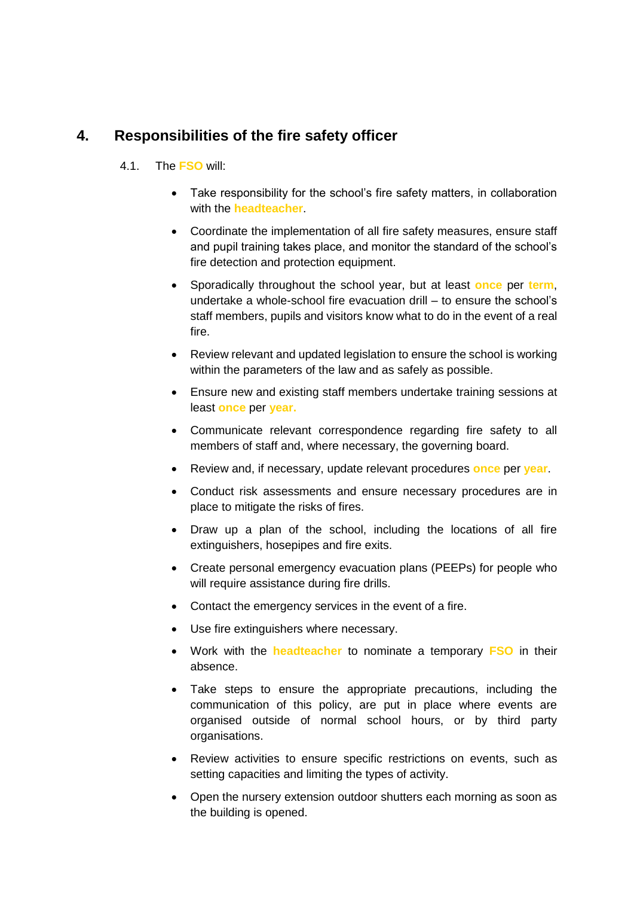## 4. Responsibilities of the fire safety officer

4.1. The FSO will:

- Take responsibility for the school's fire safety matters, in collaboration with the headteacher.
- Coordinate the implementation of all fire safety measures, ensure staff and pupil training takes place, and monitor the standard of the school's fire detection and protection equipment.
- Sporadically throughout the school year, but at least once per term, undertake a whole-school fire evacuation drill – to ensure the school's staff members, pupils and visitors know what to do in the event of a real fire.
- Review relevant and updated legislation to ensure the school is working within the parameters of the law and as safely as possible.
- Ensure new and existing staff members undertake training sessions at least once per year.
- Communicate relevant correspondence regarding fire safety to all members of staff and, where necessary, the governing board.
- Review and, if necessary, update relevant procedures once per year.
- Conduct risk assessments and ensure necessary procedures are in place to mitigate the risks of fires.
- Draw up a plan of the school, including the locations of all fire extinguishers, hosepipes and fire exits.
- Create personal emergency evacuation plans (PEEPs) for people who will require assistance during fire drills.
- Contact the emergency services in the event of a fire.
- Use fire extinguishers where necessary.
- Work with the headteacher to nominate a temporary FSO in their absence.
- Take steps to ensure the appropriate precautions, including the communication of this policy, are put in place where events are organised outside of normal school hours, or by third party organisations.
- Review activities to ensure specific restrictions on events, such as setting capacities and limiting the types of activity.
- Open the nursery extension outdoor shutters each morning as soon as the building is opened.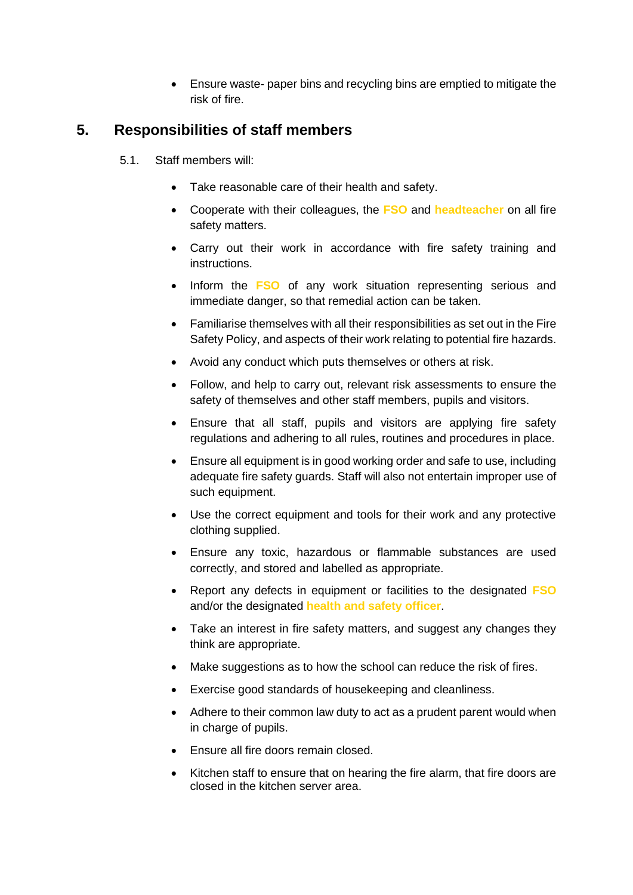- Ensure waste- paper bins and recycling bins are emptied to mitigate the risk of fire.

## 5. Responsibilities of staff members

5.1. Staff members will:

- Take reasonable care of their health and safety.
- Cooperate with their colleagues, the **FSO** and **headteacher** on all fire safety matters.
- Carry out their work in accordance with fire safety training and instructions.
- Inform the **FSO** of any work situation representing serious and immediate danger, so that remedial action can be taken.
- Familiarise themselves with all their responsibilities as set out in the Fire Safety Policy, and aspects of their work relating to potential fire hazards.
- Avoid any conduct which puts themselves or others at risk.
- Follow, and help to carry out, relevant risk assessments to ensure the safety of themselves and other staff members, pupils and visitors.
- Ensure that all staff, pupils and visitors are applying fire safety regulations and adhering to all rules, routines and procedures in place.
- Ensure all equipment is in good working order and safe to use, including adequate fire safety guards. Staff will also not entertain improper use of such equipment.
- Use the correct equipment and tools for their work and any protective clothing supplied.
- Ensure any toxic, hazardous or flammable substances are used correctly, and stored and labelled as appropriate.
- Report any defects in equipment or facilities to the designated **FSO** and/or the designated **health and safety officer**.
- Take an interest in fire safety matters, and suggest any changes they think are appropriate.
- Make suggestions as to how the school can reduce the risk of fires.
- Exercise good standards of housekeeping and cleanliness.
- Adhere to their common law duty to act as a prudent parent would when in charge of pupils.
- Ensure all fire doors remain closed.
- Kitchen staff to ensure that on hearing the fire alarm, that fire doors are closed in the kitchen server area.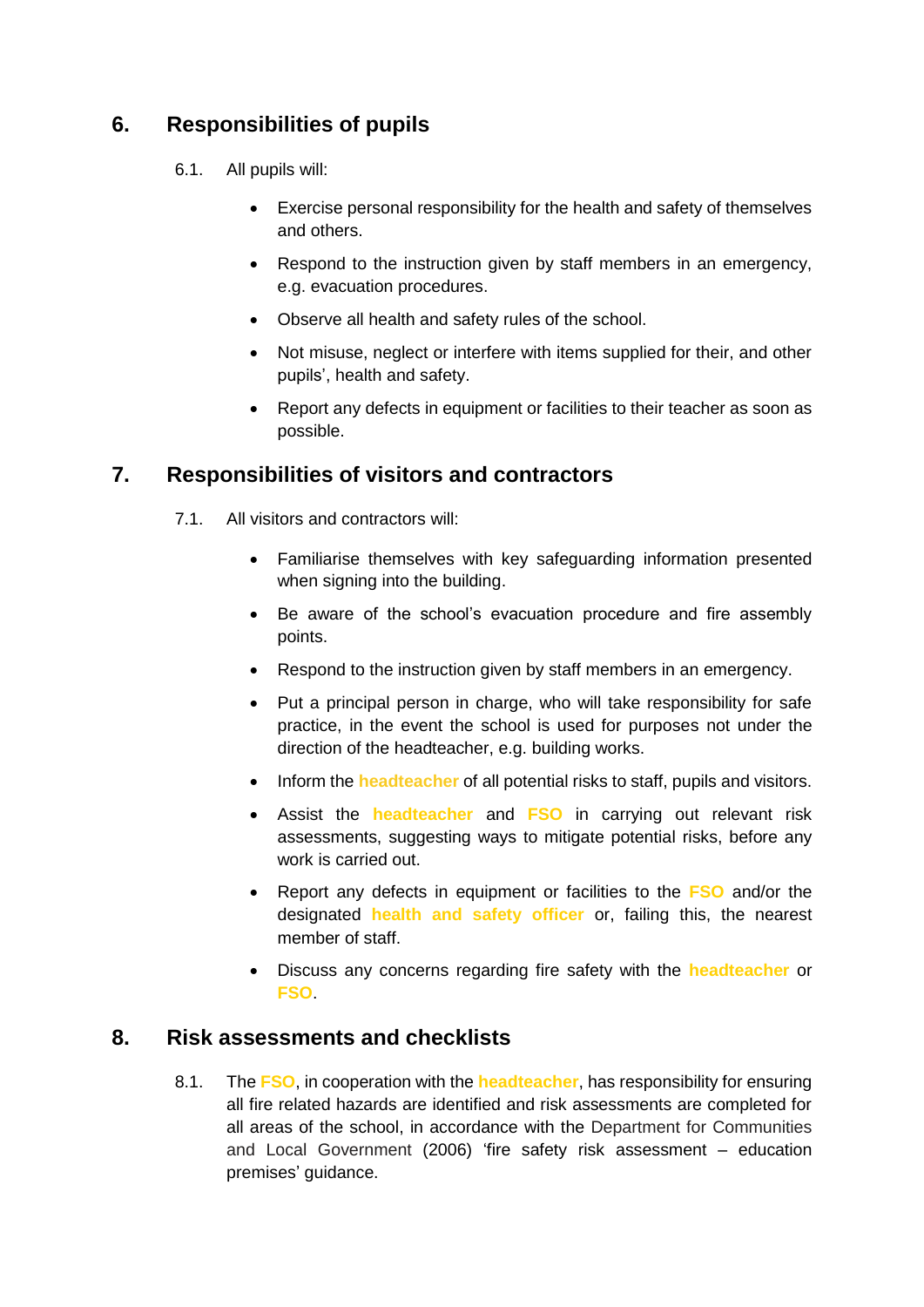## 6. Responsibilities of pupils

6.1. All pupils will:

- Exercise personal responsibility for the health and safety of themselves and others.
- Respond to the instruction given by staff members in an emergency, e.g. evacuation procedures.
- Observe all health and safety rules of the school.
- Not misuse, neglect or interfere with items supplied for their, and other pupils', health and safety.
- Report any defects in equipment or facilities to their teacher as soon as possible.

## 7. Responsibilities of visitors and contractors

7.1. All visitors and contractors will:

- Familiarise themselves with key safeguarding information presented when signing into the building.
- Be aware of the school's evacuation procedure and fire assembly points.
- Respond to the instruction given by staff members in an emergency.
- Put a principal person in charge, who will take responsibility for safe practice, in the event the school is used for purposes not under the direction of the headteacher, e.g. building works.
- Inform the **headteacher** of all potential risks to staff, pupils and visitors.
- Assist the **headteacher** and **FSO** in carrying out relevant risk assessments, suggesting ways to mitigate potential risks, before any work is carried out.
- Report any defects in equipment or facilities to the **FSO** and/or the designated **health and safety officer** or, failing this, the nearest member of staff.
- Discuss any concerns regarding fire safety with the **headteacher** or **FSO**.

## 8. Risk assessments and checklists

8.1. The **FSO**, in cooperation with the **headteacher**, has responsibility for ensuring all fire related hazards are identified and risk assessments are completed for all areas of the school, in accordance with the Department for Communities and Local Government (2006) 'fire safety risk assessment – education premises' guidance.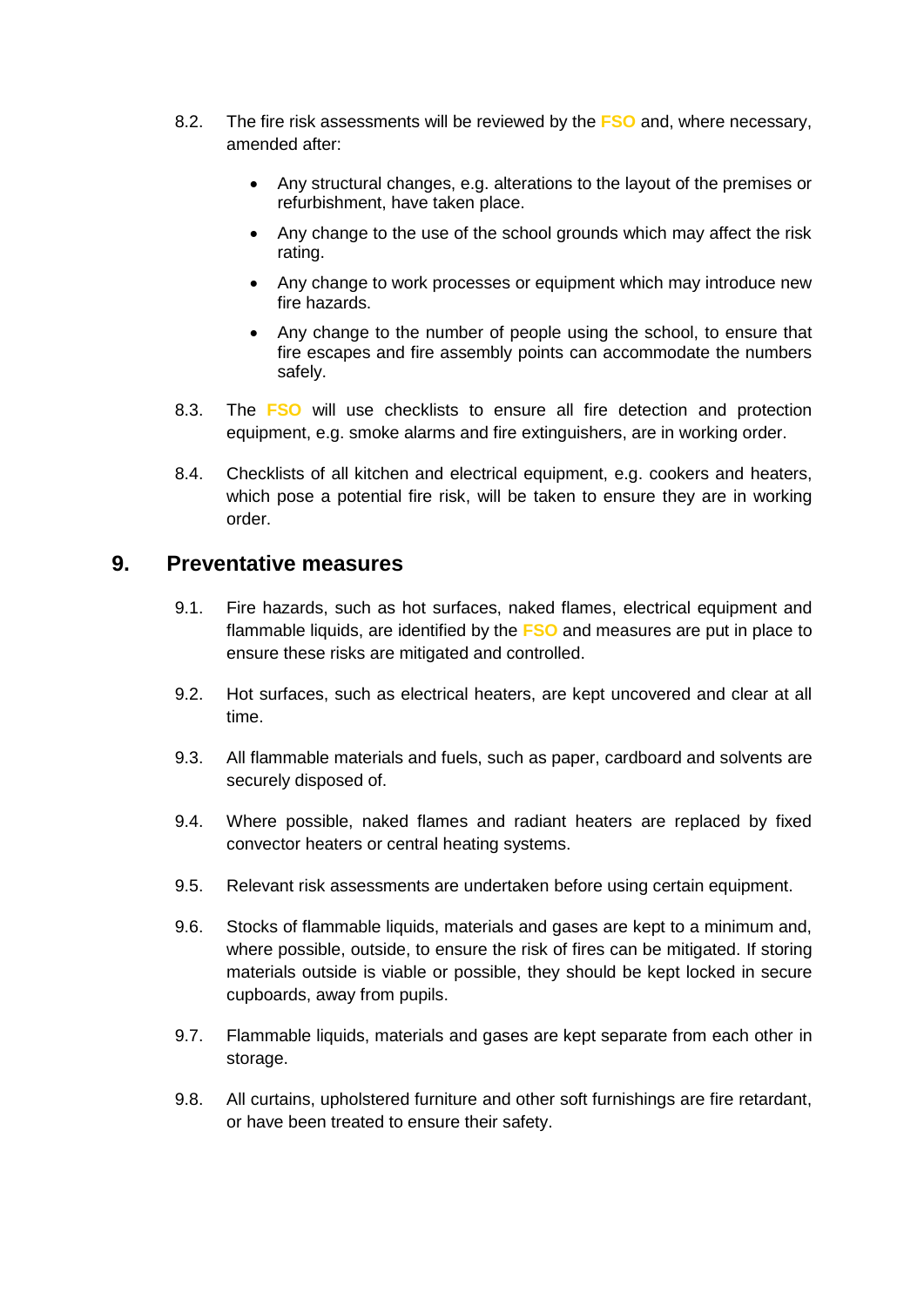8.2. The fire risk assessments will be reviewed by the **FSO** and, where necessary, amended after:

- Any structural changes, e.g. alterations to the layout of the premises or refurbishment, have taken place.
- Any change to the use of the school grounds which may affect the risk rating.
- Any change to work processes or equipment which may introduce new fire hazards.
- Any change to the number of people using the school, to ensure that fire escapes and fire assembly points can accommodate the numbers safely.

8.3. The **FSO** will use checklists to ensure all fire detection and protection equipment, e.g. smoke alarms and fire extinguishers, are in working order.

8.4. Checklists of all kitchen and electrical equipment, e.g. cookers and heaters, which pose a potential fire risk, will be taken to ensure they are in working order.

## 9. Preventative measures

9.1. Fire hazards, such as hot surfaces, naked flames, electrical equipment and flammable liquids, are identified by the **FSO** and measures are put in place to ensure these risks are mitigated and controlled.

9.2. Hot surfaces, such as electrical heaters, are kept uncovered and clear at all time.

9.3. All flammable materials and fuels, such as paper, cardboard and solvents are securely disposed of.

9.4. Where possible, naked flames and radiant heaters are replaced by fixed convector heaters or central heating systems.

9.5. Relevant risk assessments are undertaken before using certain equipment.

9.6. Stocks of flammable liquids, materials and gases are kept to a minimum and, where possible, outside, to ensure the risk of fires can be mitigated. If storing materials outside is viable or possible, they should be kept locked in secure cupboards, away from pupils.

9.7. Flammable liquids, materials and gases are kept separate from each other in storage.

9.8. All curtains, upholstered furniture and other soft furnishings are fire retardant, or have been treated to ensure their safety.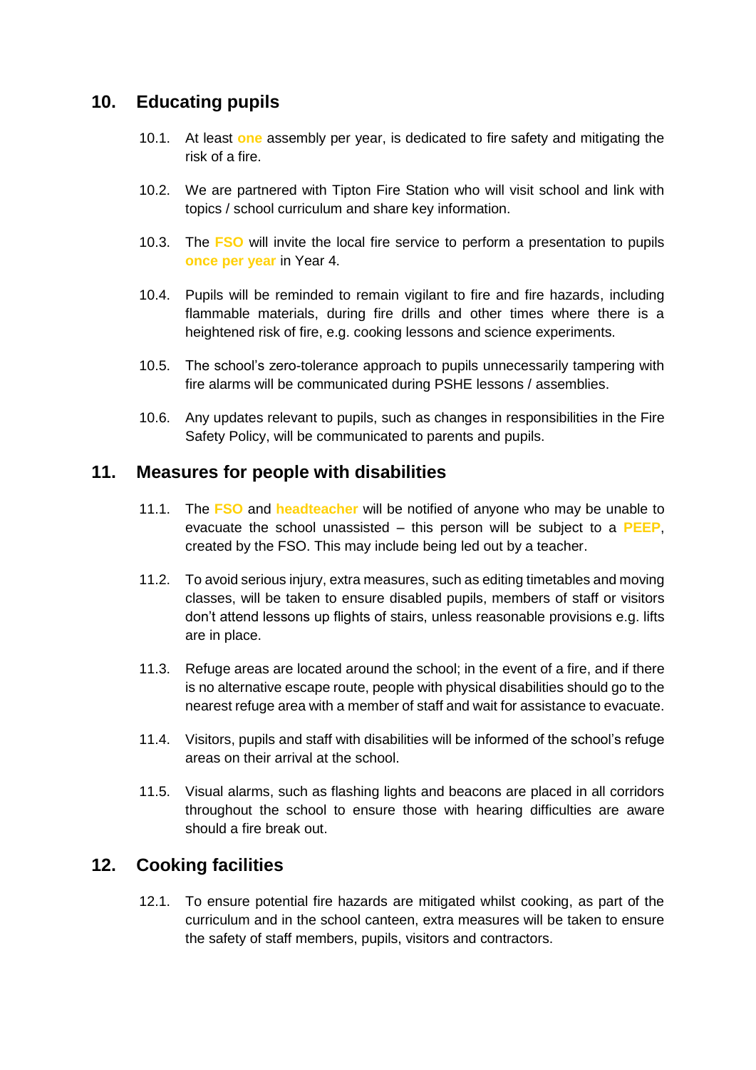## 10. Educating pupils

10.1. At least one assembly per year, is dedicated to fire safety and mitigating the risk of a fire.

10.2. We are partnered with Tipton Fire Station who will visit school and link with topics / school curriculum and share key information.

10.3. The FSO will invite the local fire service to perform a presentation to pupils once per year in Year 4.

10.4. Pupils will be reminded to remain vigilant to fire and fire hazards, including flammable materials, during fire drills and other times where there is a heightened risk of fire, e.g. cooking lessons and science experiments.

10.5. The school's zero-tolerance approach to pupils unnecessarily tampering with fire alarms will be communicated during PSHE lessons / assemblies.

10.6. Any updates relevant to pupils, such as changes in responsibilities in the Fire Safety Policy, will be communicated to parents and pupils.

## 11. Measures for people with disabilities

11.1. The FSO and headteacher will be notified of anyone who may be unable to evacuate the school unassisted – this person will be subject to a PEEP, created by the FSO. This may include being led out by a teacher.

11.2. To avoid serious injury, extra measures, such as editing timetables and moving classes, will be taken to ensure disabled pupils, members of staff or visitors don't attend lessons up flights of stairs, unless reasonable provisions e.g. lifts are in place.

11.3. Refuge areas are located around the school; in the event of a fire, and if there is no alternative escape route, people with physical disabilities should go to the nearest refuge area with a member of staff and wait for assistance to evacuate.

11.4. Visitors, pupils and staff with disabilities will be informed of the school's refuge areas on their arrival at the school.

11.5. Visual alarms, such as flashing lights and beacons are placed in all corridors throughout the school to ensure those with hearing difficulties are aware should a fire break out.

## 12. Cooking facilities

12.1. To ensure potential fire hazards are mitigated whilst cooking, as part of the curriculum and in the school canteen, extra measures will be taken to ensure the safety of staff members, pupils, visitors and contractors.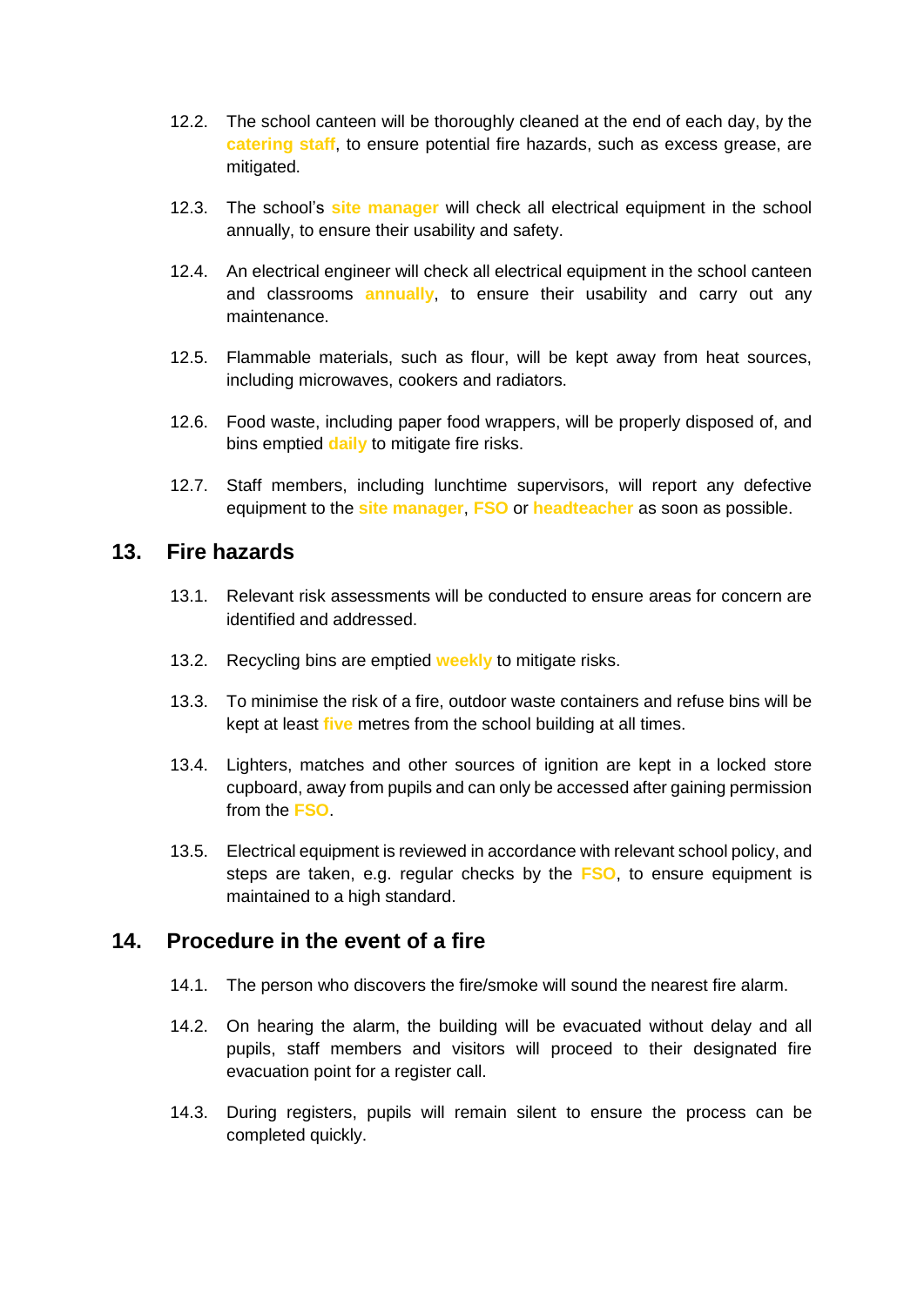12.2. The school canteen will be thoroughly cleaned at the end of each day, by the **catering staff**, to ensure potential fire hazards, such as excess grease, are mitigated.

12.3. The school's **site manager** will check all electrical equipment in the school annually, to ensure their usability and safety.

12.4. An electrical engineer will check all electrical equipment in the school canteen and classrooms **annually**, to ensure their usability and carry out any maintenance.

12.5. Flammable materials, such as flour, will be kept away from heat sources, including microwaves, cookers and radiators.

12.6. Food waste, including paper food wrappers, will be properly disposed of, and bins emptied **daily** to mitigate fire risks.

12.7. Staff members, including lunchtime supervisors, will report any defective equipment to the **site manager**, **FSO** or **headteacher** as soon as possible.

## 13. Fire hazards

13.1. Relevant risk assessments will be conducted to ensure areas for concern are identified and addressed.

13.2. Recycling bins are emptied **weekly** to mitigate risks.

13.3. To minimise the risk of a fire, outdoor waste containers and refuse bins will be kept at least **five** metres from the school building at all times.

13.4. Lighters, matches and other sources of ignition are kept in a locked store cupboard, away from pupils and can only be accessed after gaining permission from the **FSO**.

13.5. Electrical equipment is reviewed in accordance with relevant school policy, and steps are taken, e.g. regular checks by the **FSO**, to ensure equipment is maintained to a high standard.

## 14. Procedure in the event of a fire

14.1. The person who discovers the fire/smoke will sound the nearest fire alarm.

14.2. On hearing the alarm, the building will be evacuated without delay and all pupils, staff members and visitors will proceed to their designated fire evacuation point for a register call.

14.3. During registers, pupils will remain silent to ensure the process can be completed quickly.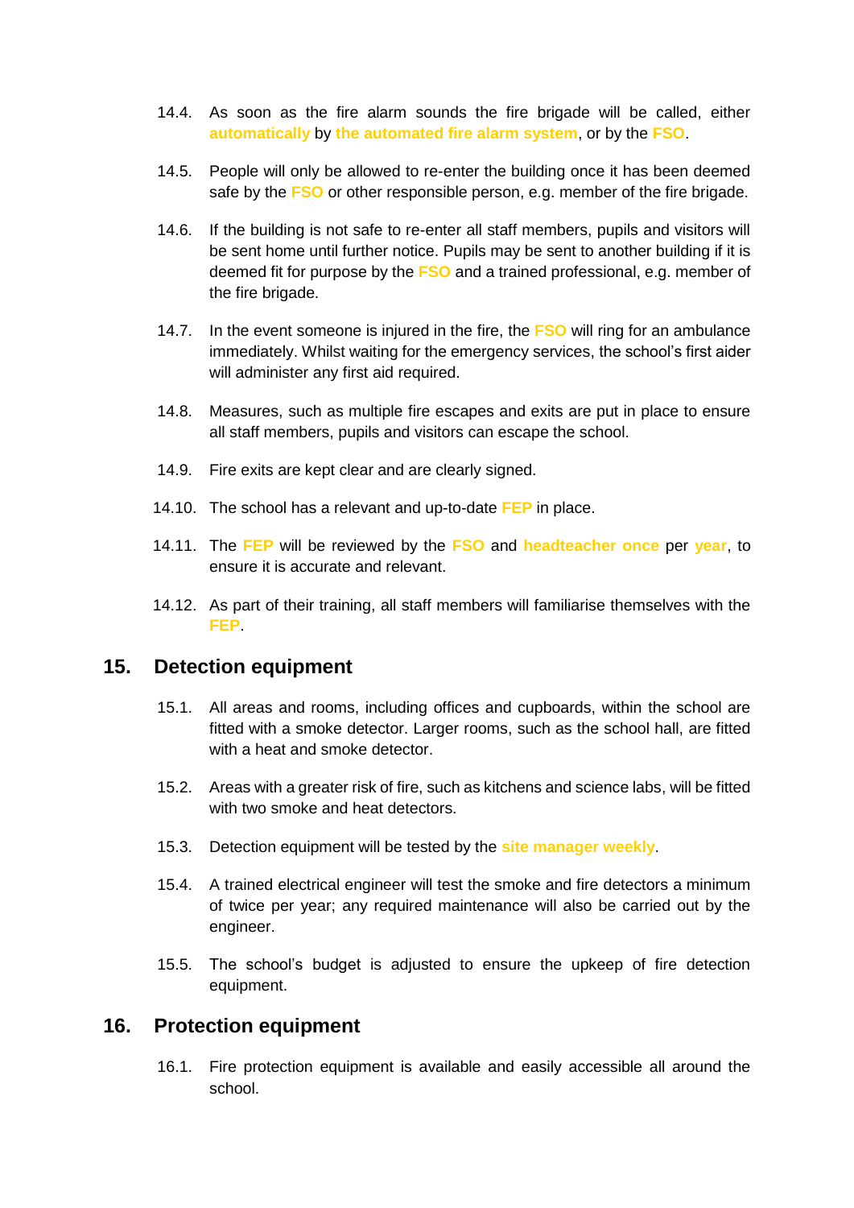14.4. As soon as the fire alarm sounds the fire brigade will be called, either **automatically** by **the automated fire alarm system**, or by the **FSO**.

14.5. People will only be allowed to re-enter the building once it has been deemed safe by the **FSO** or other responsible person, e.g. member of the fire brigade.

14.6. If the building is not safe to re-enter all staff members, pupils and visitors will be sent home until further notice. Pupils may be sent to another building if it is deemed fit for purpose by the **FSO** and a trained professional, e.g. member of the fire brigade.

14.7. In the event someone is injured in the fire, the **FSO** will ring for an ambulance immediately. Whilst waiting for the emergency services, the school's first aider will administer any first aid required.

14.8. Measures, such as multiple fire escapes and exits are put in place to ensure all staff members, pupils and visitors can escape the school.

14.9. Fire exits are kept clear and are clearly signed.

14.10. The school has a relevant and up-to-date **FEP** in place.

14.11. The **FEP** will be reviewed by the **FSO** and **headteacher once** per **year**, to ensure it is accurate and relevant.

14.12. As part of their training, all staff members will familiarise themselves with the **FEP**.

## 15. Detection equipment

15.1. All areas and rooms, including offices and cupboards, within the school are fitted with a smoke detector. Larger rooms, such as the school hall, are fitted with a heat and smoke detector.

15.2. Areas with a greater risk of fire, such as kitchens and science labs, will be fitted with two smoke and heat detectors.

15.3. Detection equipment will be tested by the **site manager weekly**.

15.4. A trained electrical engineer will test the smoke and fire detectors a minimum of twice per year; any required maintenance will also be carried out by the engineer.

15.5. The school's budget is adjusted to ensure the upkeep of fire detection equipment.

## 16. Protection equipment

16.1. Fire protection equipment is available and easily accessible all around the school.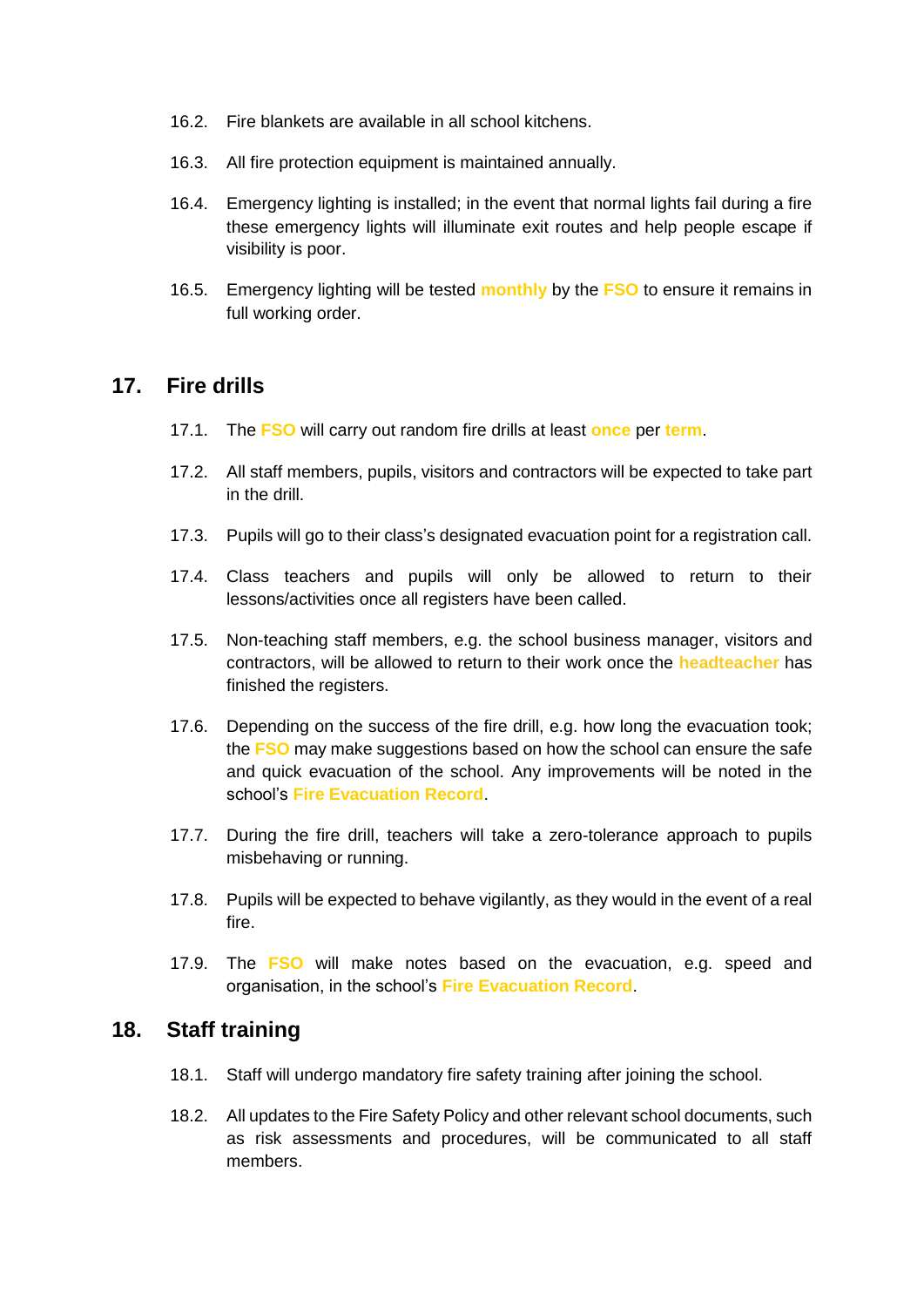16.2. Fire blankets are available in all school kitchens.

16.3. All fire protection equipment is maintained annually.

16.4. Emergency lighting is installed; in the event that normal lights fail during a fire these emergency lights will illuminate exit routes and help people escape if visibility is poor.

16.5. Emergency lighting will be tested **monthly** by the **FSO** to ensure it remains in full working order.

## 17. Fire drills

17.1. The **FSO** will carry out random fire drills at least **once** per **term**.

17.2. All staff members, pupils, visitors and contractors will be expected to take part in the drill.

17.3. Pupils will go to their class's designated evacuation point for a registration call.

17.4. Class teachers and pupils will only be allowed to return to their lessons/activities once all registers have been called.

17.5. Non-teaching staff members, e.g. the school business manager, visitors and contractors, will be allowed to return to their work once the **headteacher** has finished the registers.

17.6. Depending on the success of the fire drill, e.g. how long the evacuation took; the **FSO** may make suggestions based on how the school can ensure the safe and quick evacuation of the school. Any improvements will be noted in the school's **Fire Evacuation Record**.

17.7. During the fire drill, teachers will take a zero-tolerance approach to pupils misbehaving or running.

17.8. Pupils will be expected to behave vigilantly, as they would in the event of a real fire.

17.9. The **FSO** will make notes based on the evacuation, e.g. speed and organisation, in the school's **Fire Evacuation Record**.

## 18. Staff training

18.1. Staff will undergo mandatory fire safety training after joining the school.

18.2. All updates to the Fire Safety Policy and other relevant school documents, such as risk assessments and procedures, will be communicated to all staff members.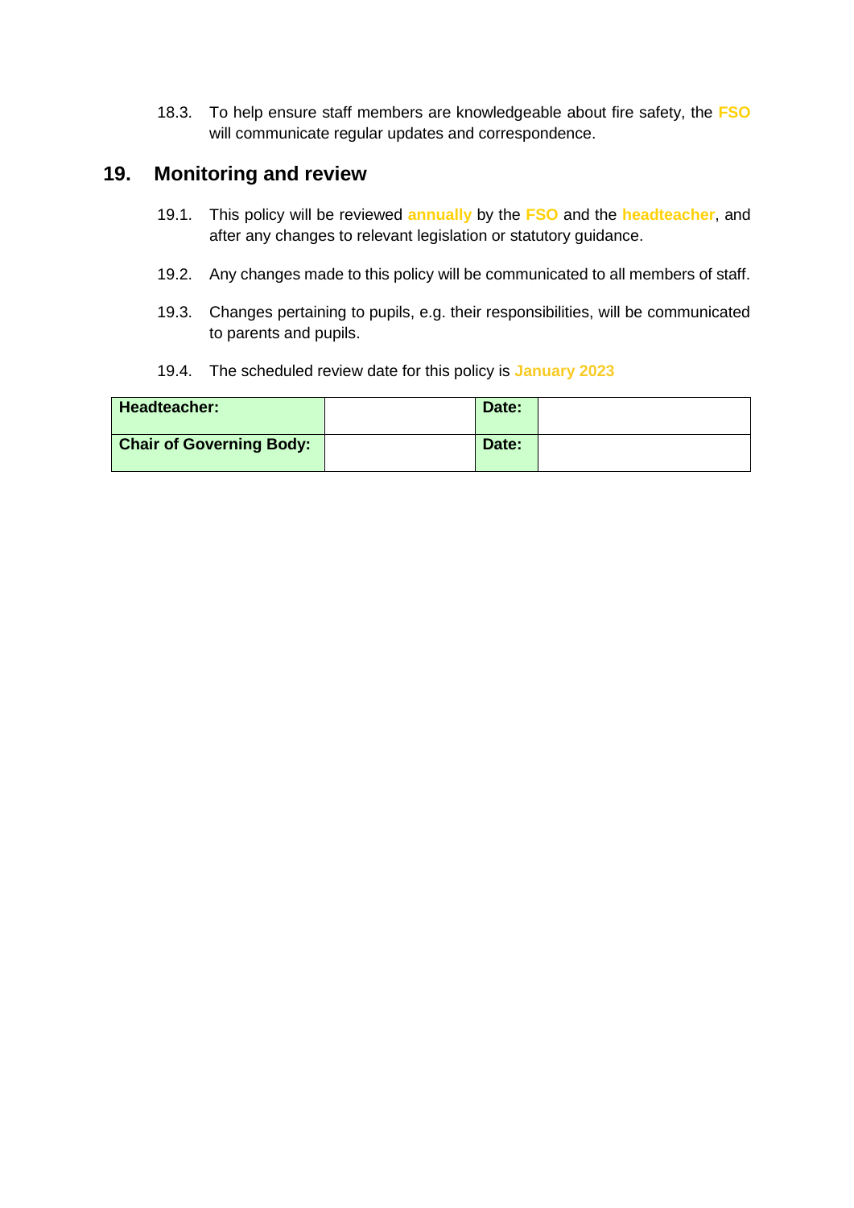18.3. To help ensure staff members are knowledgeable about fire safety, the FSO will communicate regular updates and correspondence.

## 19. Monitoring and review

19.1. This policy will be reviewed annually by the FSO and the headteacher, and after any changes to relevant legislation or statutory guidance.

19.2. Any changes made to this policy will be communicated to all members of staff.

19.3. Changes pertaining to pupils, e.g. their responsibilities, will be communicated to parents and pupils.

19.4. The scheduled review date for this policy is January 2023

| | | | |
|---|---|---|---|
| **Headteacher:** | | **Date:** | |
| **Chair of Governing Body:** | | **Date:** | |